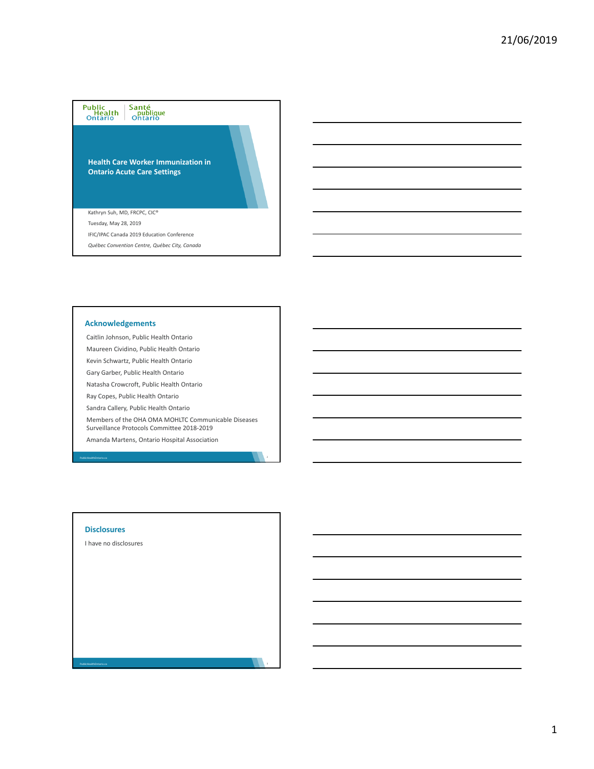Public Health Ontario | Santé publique Ontario

# Health Care Worker Immunization in Ontario Acute Care Settings

Kathryn Suh, MD, FRCPC, CIC®

Tuesday, May 28, 2019

IFIC/IPAC Canada 2019 Education Conference

*Québec Convention Centre, Québec City, Canada*

## Acknowledgements

Caitlin Johnson, Public Health Ontario

Maureen Cividino, Public Health Ontario

Kevin Schwartz, Public Health Ontario

Gary Garber, Public Health Ontario

Natasha Crowcroft, Public Health Ontario

Ray Copes, Public Health Ontario

Sandra Callery, Public Health Ontario

Members of the OHA OMA MOHLTC Communicable Diseases Surveillance Protocols Committee 2018-2019

Amanda Martens, Ontario Hospital Association

## Disclosures

I have no disclosures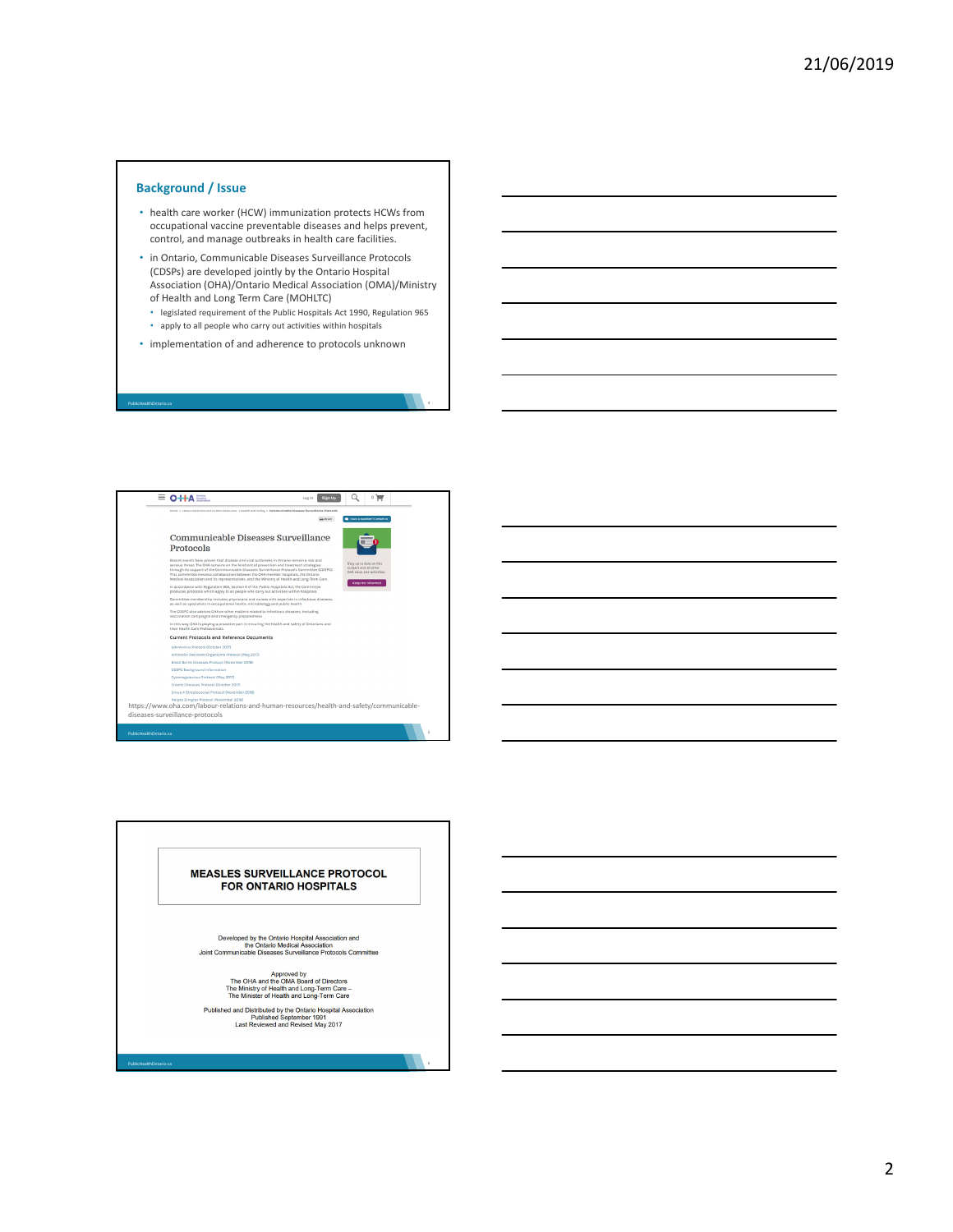## Background / Issue

- health care worker (HCW) immunization protects HCWs from occupational vaccine preventable diseases and helps prevent, control, and manage outbreaks in health care facilities.
- in Ontario, Communicable Diseases Surveillance Protocols (CDSPs) are developed jointly by the Ontario Hospital Association (OHA)/Ontario Medical Association (OMA)/Ministry of Health and Long Term Care (MOHLTC)
  - legislated requirement of the Public Hospitals Act 1990, Regulation 965
  - apply to all people who carry out activities within hospitals
- implementation of and adherence to protocols unknown

## Communicable Diseases Surveillance Protocols

https://www.oha.com/labour-relations-and-human-resources/health-and-safety/communicable-diseases-surveillance-protocols

**MEASLES SURVEILLANCE PROTOCOL FOR ONTARIO HOSPITALS**

Developed by the Ontario Hospital Association and the Ontario Medical Association Joint Communicable Diseases Surveillance Protocols Committee

Approved by
The OHA and the OMA Board of Directors
The Ministry of Health and Long-Term Care –
The Minister of Health and Long-Term Care

Published and Distributed by the Ontario Hospital Association
Published September 1991
Last Reviewed and Revised May 2017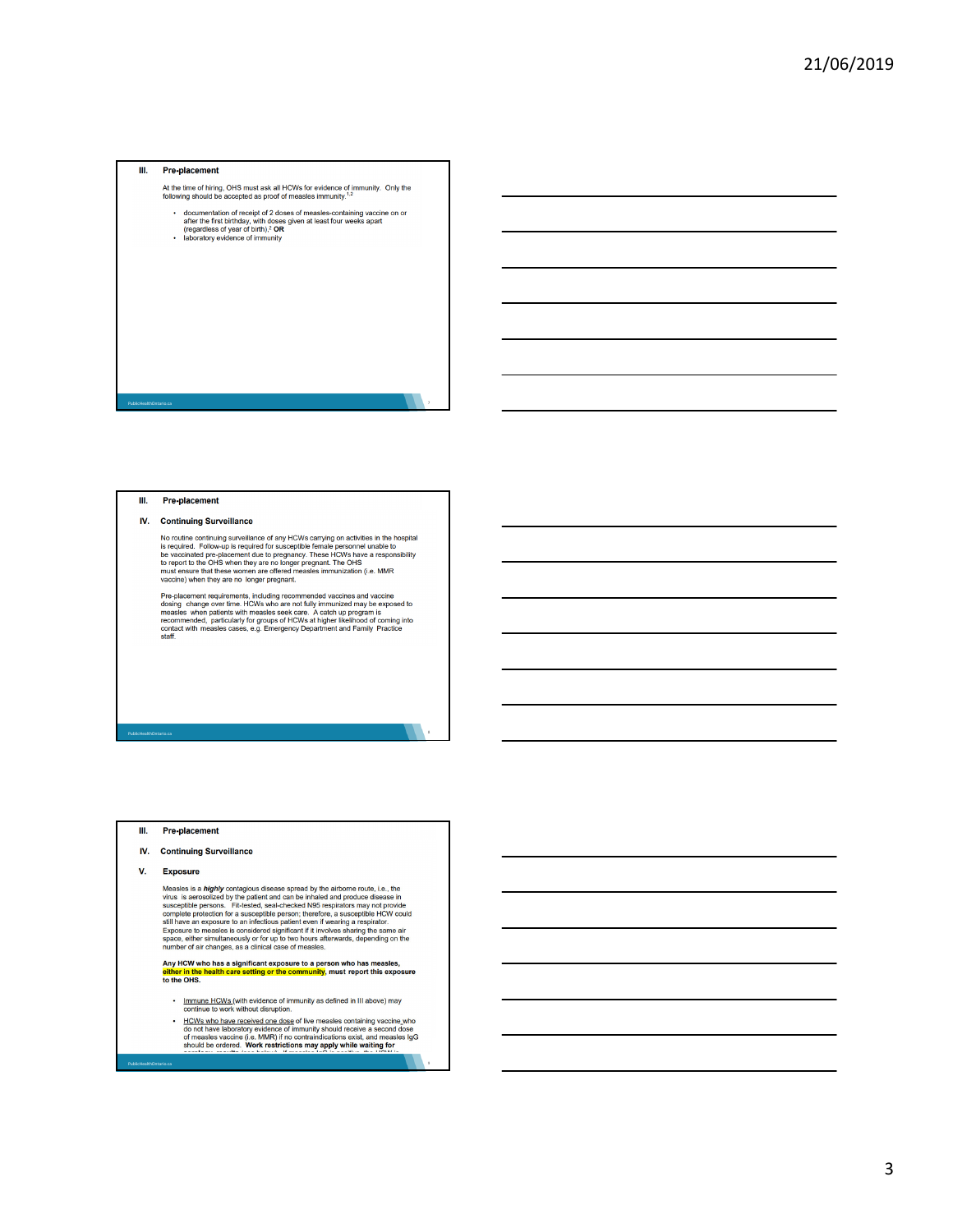III. **Pre-placement**

At the time of hiring, OHS must ask all HCWs for evidence of immunity. Only the following should be accepted as proof of measles immunity.[1,2]

- documentation of receipt of 2 doses of measles-containing vaccine on or after the first birthday, with doses given at least four weeks apart (regardless of year of birth),[2] **OR**
- laboratory evidence of immunity

III. **Pre-placement**

IV. **Continuing Surveillance**

No routine continuing surveillance of any HCWs carrying on activities in the hospital is required. Follow-up is required for susceptible female personnel unable to be vaccinated pre-placement due to pregnancy. These HCWs have a responsibility to report to the OHS when they are no longer pregnant. The OHS must ensure that these women are offered measles immunization (i.e. MMR vaccine) when they are no longer pregnant.

Pre-placement requirements, including recommended vaccines and vaccine dosing change over time. HCWs who are not fully immunized may be exposed to measles when patients with measles seek care. A catch up program is recommended, particularly for groups of HCWs at higher likelihood of coming into contact with measles cases, e.g. Emergency Department and Family Practice staff.

III. **Pre-placement**

IV. **Continuing Surveillance**

V. **Exposure**

Measles is a ***highly*** contagious disease spread by the airborne route, i.e., the virus is aerosolized by the patient and can be inhaled and produce disease in susceptible persons. Fit-tested, seal-checked N95 respirators may not provide complete protection for a susceptible person; therefore, a susceptible HCW could still have an exposure to an infectious patient even if wearing a respirator. Exposure to measles is considered significant if it involves sharing the same air space, either simultaneously or for up to two hours afterwards, depending on the number of air changes, as a clinical case of measles.

**Any HCW who has a significant exposure to a person who has measles, either in the health care setting or the community, must report this exposure to the OHS.**

- Immune HCWs (with evidence of immunity as defined in III above) may continue to work without disruption.
- HCWs who have received one dose of live measles containing vaccine who do not have laboratory evidence of immunity should receive a second dose of measles vaccine (i.e. MMR) if no contraindications exist, and measles IgG should be ordered. **Work restrictions may apply while waiting for**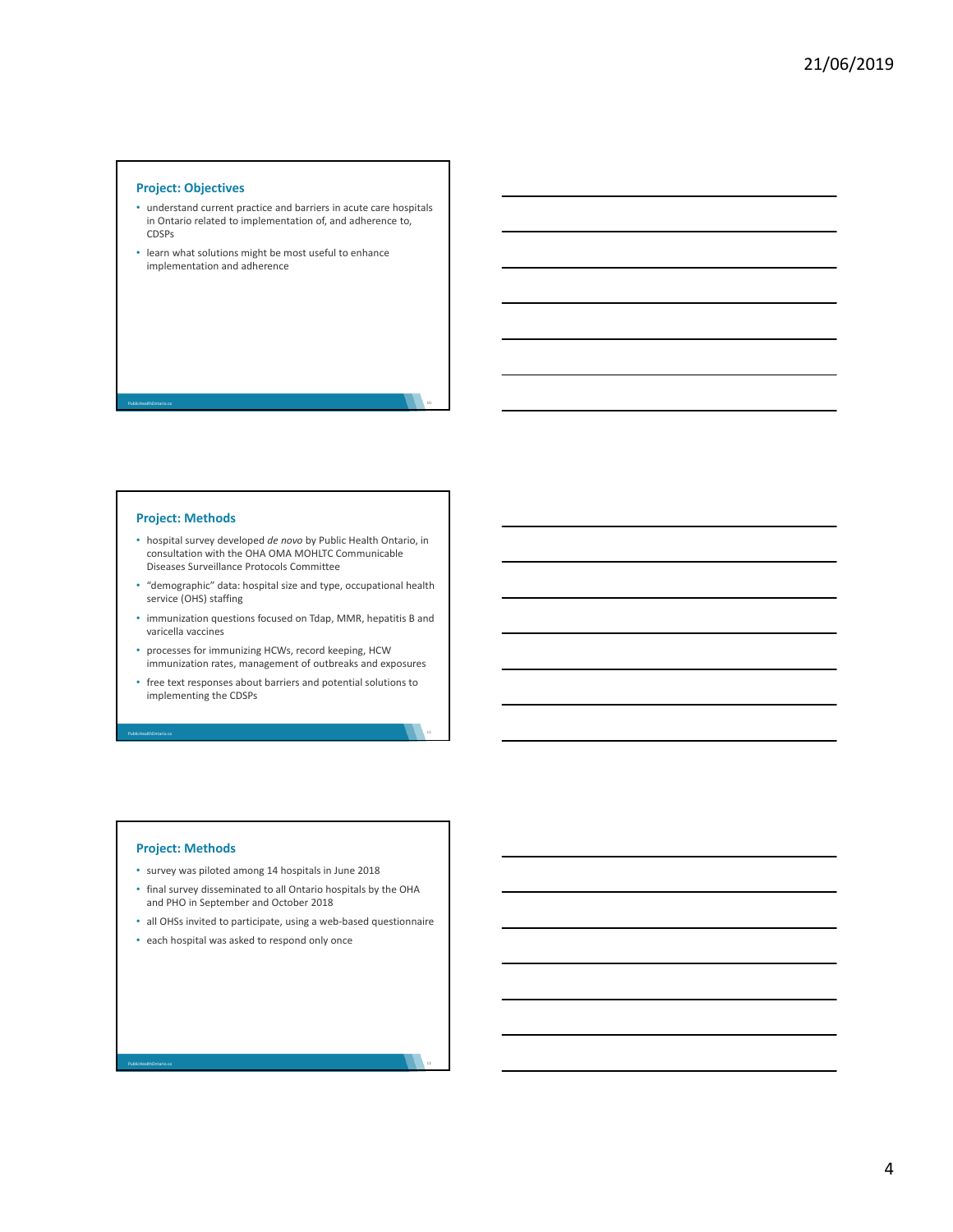## Project: Objectives

- understand current practice and barriers in acute care hospitals in Ontario related to implementation of, and adherence to, CDSPs
- learn what solutions might be most useful to enhance implementation and adherence

## Project: Methods

- hospital survey developed *de novo* by Public Health Ontario, in consultation with the OHA OMA MOHLTC Communicable Diseases Surveillance Protocols Committee
- "demographic" data: hospital size and type, occupational health service (OHS) staffing
- immunization questions focused on Tdap, MMR, hepatitis B and varicella vaccines
- processes for immunizing HCWs, record keeping, HCW immunization rates, management of outbreaks and exposures
- free text responses about barriers and potential solutions to implementing the CDSPs

## Project: Methods

- survey was piloted among 14 hospitals in June 2018
- final survey disseminated to all Ontario hospitals by the OHA and PHO in September and October 2018
- all OHSs invited to participate, using a web-based questionnaire
- each hospital was asked to respond only once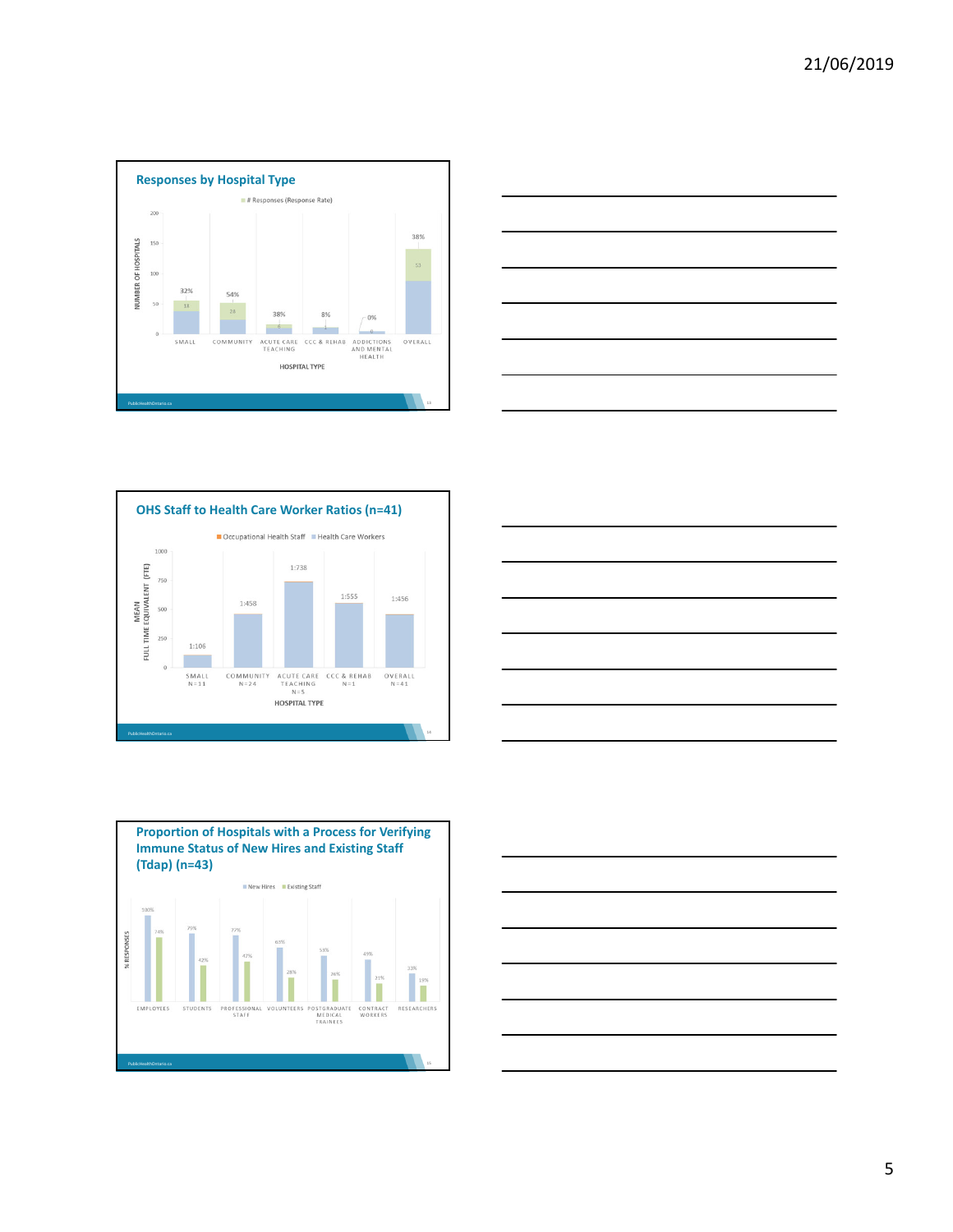## Responses by Hospital Type

■ # Responses (Response Rate)

| Hospital Type | # Responses | Response Rate |
|---|---|---|
| Small | 18 | 32% |
| Community | 28 | 54% |
| Acute Care Teaching | 6 | 38% |
| CCC & Rehab | 1 | 8% |
| Addictions and Mental Health | 0 | 0% |
| Overall | 53 | 38% |

## OHS Staff to Health Care Worker Ratios (n=41)

■ Occupational Health Staff ■ Health Care Workers

| Hospital Type | Ratio |
|---|---|
| Small N=11 | 1:106 |
| Community N=24 | 1:458 |
| Acute Care Teaching N=5 | 1:738 |
| CCC & Rehab N=1 | 1:555 |
| Overall N=41 | 1:456 |

## Proportion of Hospitals with a Process for Verifying Immune Status of New Hires and Existing Staff (Tdap) (n=43)

■ New Hires ■ Existing Staff

| | New Hires | Existing Staff |
|---|---|---|
| Employees | 100% | 74% |
| Students | 79% | 42% |
| Professional Staff | 77% | 47% |
| Volunteers | 63% | 28% |
| Postgraduate Medical Trainees | 53% | 26% |
| Contract Workers | 49% | 21% |
| Researchers | 33% | 19% |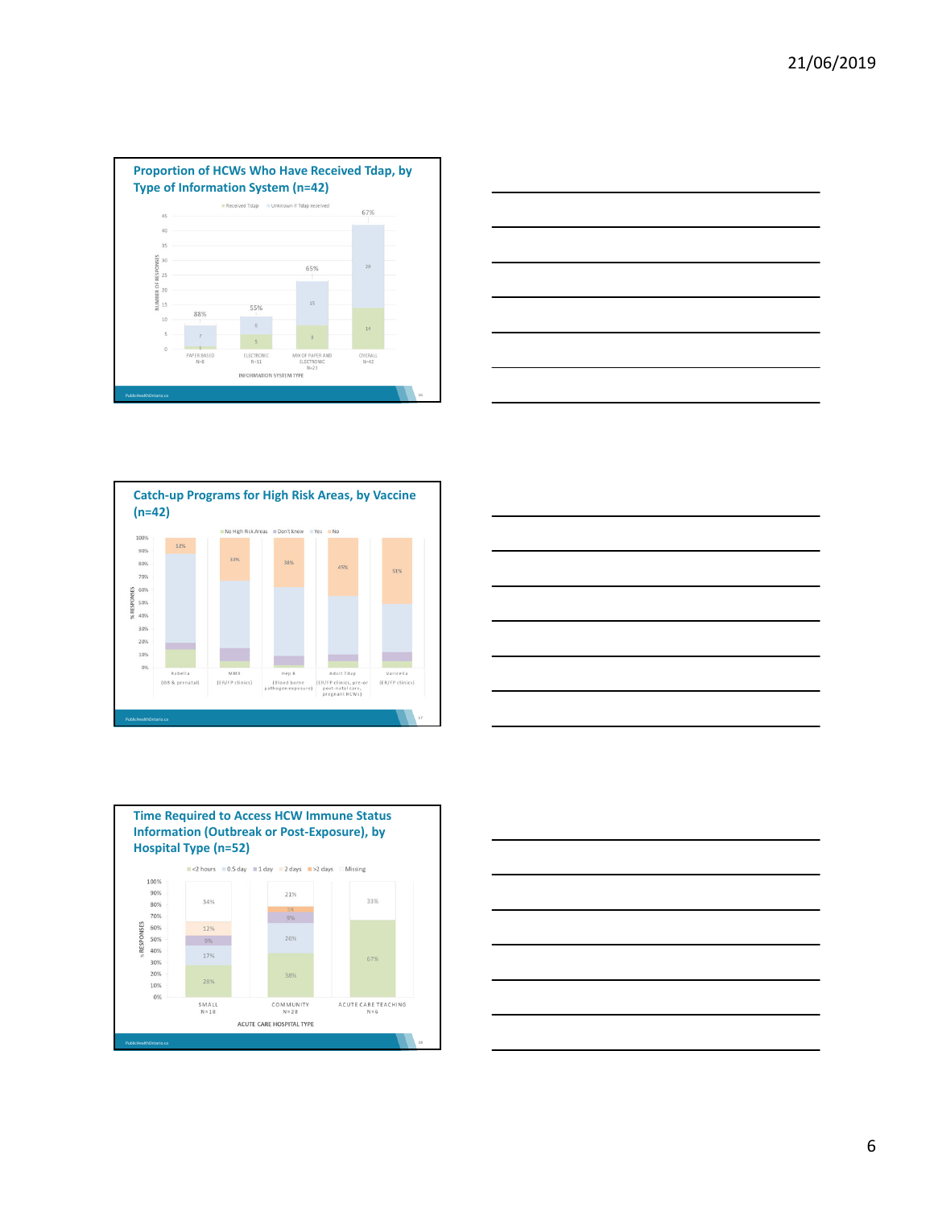## Proportion of HCWs Who Have Received Tdap, by Type of Information System (n=42)

Received Tdap | Unknown if Tdap received

| Information System Type | Received Tdap | Unknown if Tdap received | % Unknown |
|---|---|---|---|
| PAPER BASED N=8 | 1 | 7 | 88% |
| ELECTRONIC N=11 | 5 | 6 | 55% |
| MIX OF PAPER AND ELECTRONIC N=23 | 8 | 15 | 65% |
| OVERALL N=42 | 14 | 28 | 67% |

## Catch-up Programs for High Risk Areas, by Vaccine (n=42)

No High Risk Areas | Don't know | Yes | No

| Vaccine | No |
|---|---|
| Rubella (OB & prenatal) | 12% |
| MMR (ER/FP clinics) | 33% |
| Hep B (Blood borne pathogen exposure) | 38% |
| Adult Tdap (ER/FP clinics, pre- or post-natal care, pregnant HCWs) | 45% |
| Varicella (ER/FP clinics) | 51% |

## Time Required to Access HCW Immune Status Information (Outbreak or Post-Exposure), by Hospital Type (n=52)

<2 hours | 0.5 day | 1 day | 2 days | >2 days | Missing

| Acute Care Hospital Type | <2 hours | 0.5 day | 1 day | 2 days | >2 days | Missing |
|---|---|---|---|---|---|---|
| SMALL N=18 | 28% | 17% | 9% | 12% | | 34% |
| COMMUNITY N=28 | 38% | 26% | 9% | | 5% | 21% |
| ACUTE CARE TEACHING N=6 | 67% | | | | | 33% |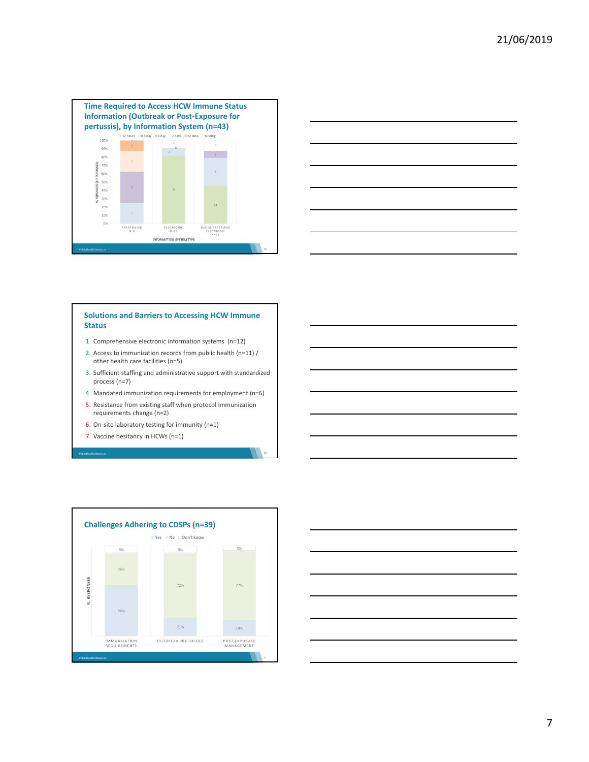## Time Required to Access HCW Immune Status Information (Outbreak or Post-Exposure for pertussis), by Information System (n=43)

<2 hours | 0.5 day | 1 day | 2 days | >2 days | Missing

% RESPONSES (# RESPONSES)

100% 90% 80% 70% 60% 50% 40% 30% 20% 10% 0%

PAPER BASED N=8 | ELECTRONIC N=11 | MIX OF PAPER AND ELECTRONIC N=24

INFORMATION SYSTEM TYPE

## Solutions and Barriers to Accessing HCW Immune Status

1. Comprehensive electronic information systems (n=12)
2. Access to immunization records from public health (n=11) / other health care facilities (n=5)
3. Sufficient staffing and administrative support with standardized process (n=7)
4. Mandated immunization requirements for employment (n=6)
5. Resistance from existing staff when protocol immunization requirements change (n=2)
6. On-site laboratory testing for immunity (n=1)
7. Vaccine hesitancy in HCWs (n=1)

## Challenges Adhering to CDSPs (n=39)

Yes | No | Don't know

% RESPONSES

| | Immunization Requirements | Outbreak Protocols | Post Exposure Management |
|---|---|---|---|
| Yes | 56% | 21% | 18% |
| No | 36% | 72% | 77% |
| Don't know | 8% | 8% | 5% |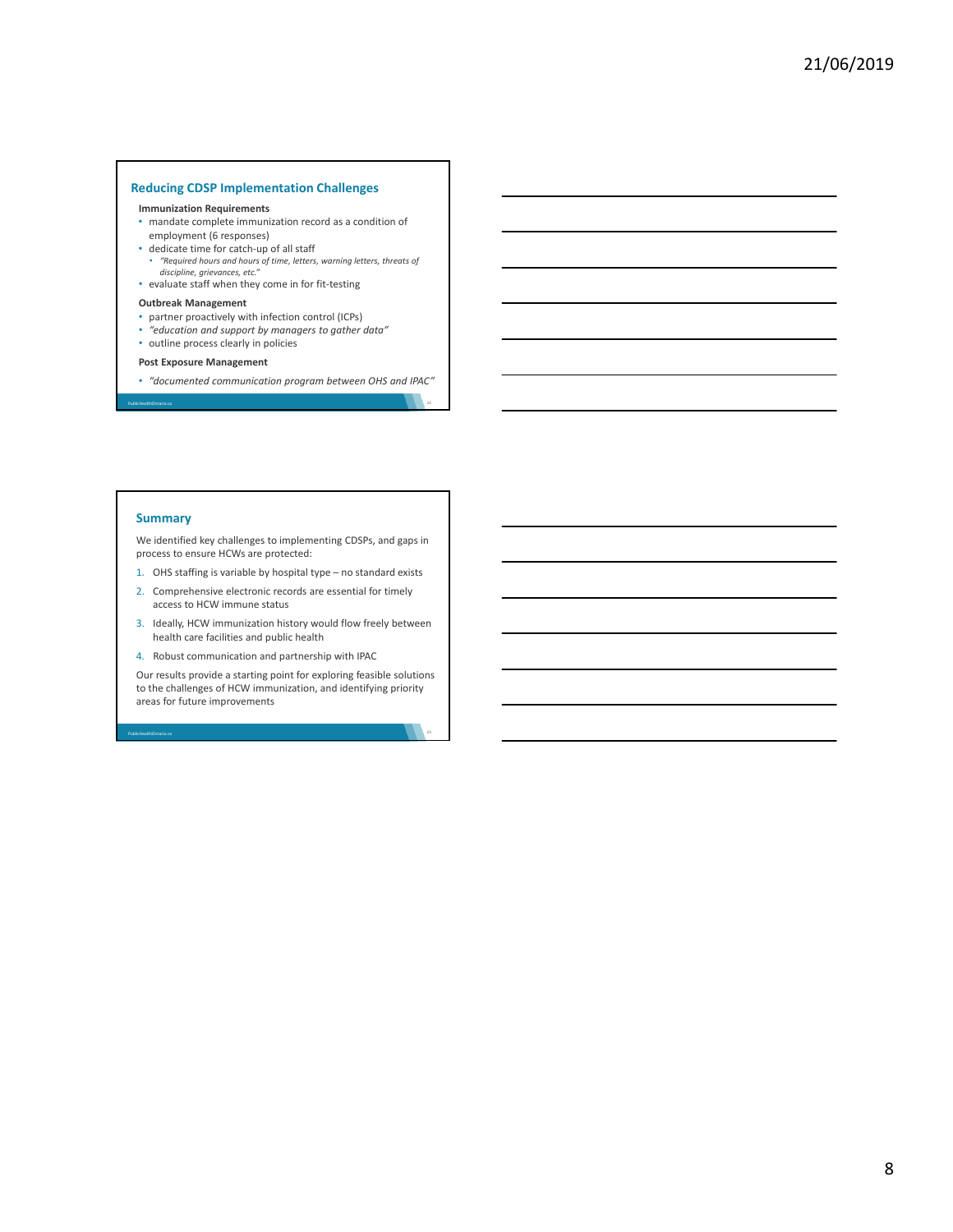## Reducing CDSP Implementation Challenges

**Immunization Requirements**

- mandate complete immunization record as a condition of employment (6 responses)
- dedicate time for catch-up of all staff
  - *"Required hours and hours of time, letters, warning letters, threats of discipline, grievances, etc."*
- evaluate staff when they come in for fit-testing

**Outbreak Management**

- partner proactively with infection control (ICPs)
- *"education and support by managers to gather data"*
- outline process clearly in policies

**Post Exposure Management**

- *"documented communication program between OHS and IPAC"*

## Summary

We identified key challenges to implementing CDSPs, and gaps in process to ensure HCWs are protected:

1. OHS staffing is variable by hospital type – no standard exists
2. Comprehensive electronic records are essential for timely access to HCW immune status
3. Ideally, HCW immunization history would flow freely between health care facilities and public health
4. Robust communication and partnership with IPAC

Our results provide a starting point for exploring feasible solutions to the challenges of HCW immunization, and identifying priority areas for future improvements